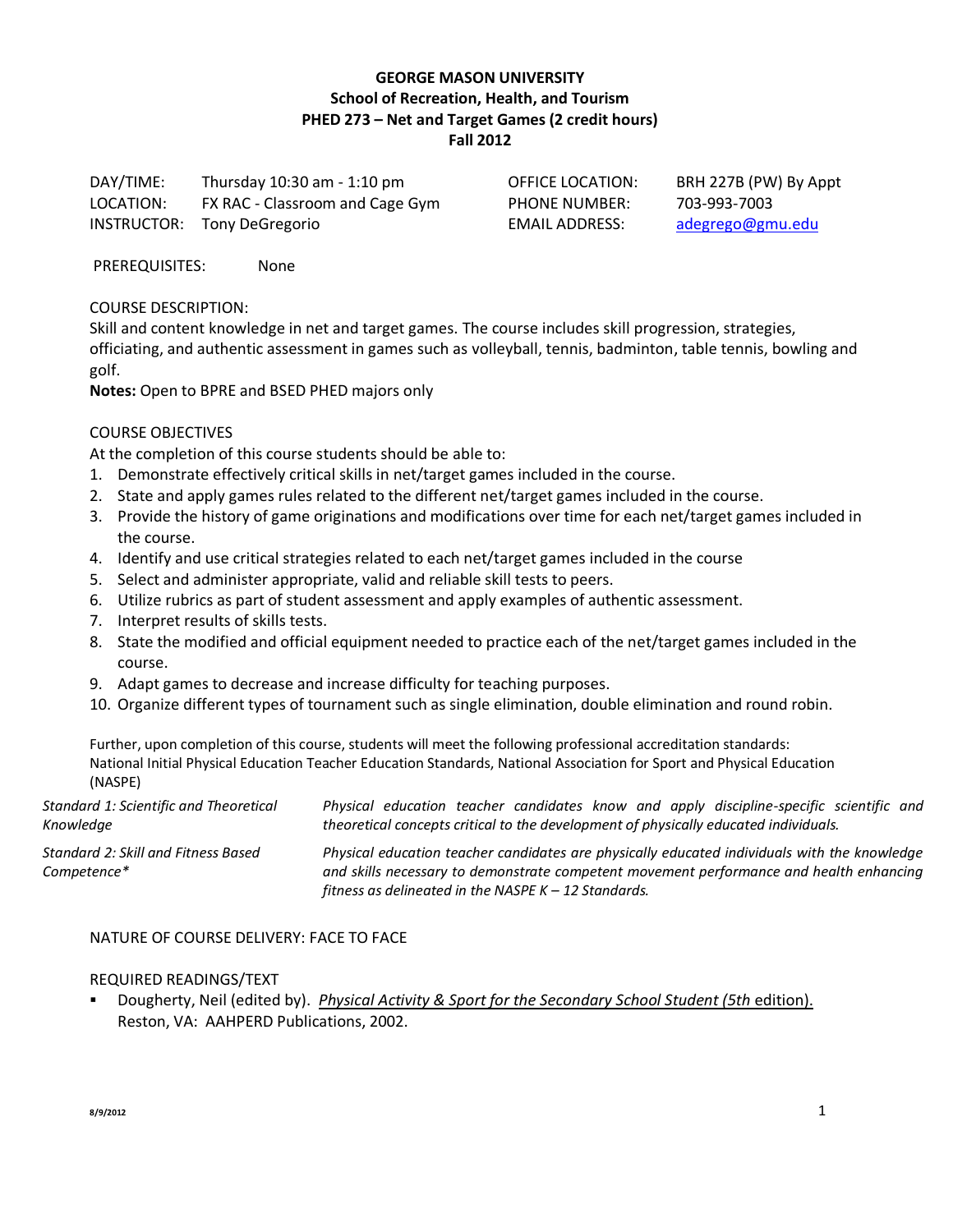**GEORGE MASON UNIVERSITY**
**School of Recreation, Health, and Tourism**
**PHED 273 – Net and Target Games (2 credit hours)**
**Fall 2012**

| | | | |
|---|---|---|---|
| DAY/TIME: | Thursday 10:30 am - 1:10 pm | OFFICE LOCATION: | BRH 227B (PW) By Appt |
| LOCATION: | FX RAC - Classroom and Cage Gym | PHONE NUMBER: | 703-993-7003 |
| INSTRUCTOR: | Tony DeGregorio | EMAIL ADDRESS: | adegrego@gmu.edu |

PREREQUISITES: None

COURSE DESCRIPTION:
Skill and content knowledge in net and target games. The course includes skill progression, strategies, officiating, and authentic assessment in games such as volleyball, tennis, badminton, table tennis, bowling and golf.
**Notes:** Open to BPRE and BSED PHED majors only

COURSE OBJECTIVES
At the completion of this course students should be able to:

1. Demonstrate effectively critical skills in net/target games included in the course.
2. State and apply games rules related to the different net/target games included in the course.
3. Provide the history of game originations and modifications over time for each net/target games included in the course.
4. Identify and use critical strategies related to each net/target games included in the course
5. Select and administer appropriate, valid and reliable skill tests to peers.
6. Utilize rubrics as part of student assessment and apply examples of authentic assessment.
7. Interpret results of skills tests.
8. State the modified and official equipment needed to practice each of the net/target games included in the course.
9. Adapt games to decrease and increase difficulty for teaching purposes.
10. Organize different types of tournament such as single elimination, double elimination and round robin.

Further, upon completion of this course, students will meet the following professional accreditation standards: National Initial Physical Education Teacher Education Standards, National Association for Sport and Physical Education (NASPE)

| | |
|---|---|
| *Standard 1: Scientific and Theoretical Knowledge* | *Physical education teacher candidates know and apply discipline-specific scientific and theoretical concepts critical to the development of physically educated individuals.* |
| *Standard 2: Skill and Fitness Based Competence** | *Physical education teacher candidates are physically educated individuals with the knowledge and skills necessary to demonstrate competent movement performance and health enhancing fitness as delineated in the NASPE K – 12 Standards.* |

NATURE OF COURSE DELIVERY: FACE TO FACE

REQUIRED READINGS/TEXT

- Dougherty, Neil (edited by). *Physical Activity & Sport for the Secondary School Student (5th edition).* Reston, VA: AAHPERD Publications, 2002.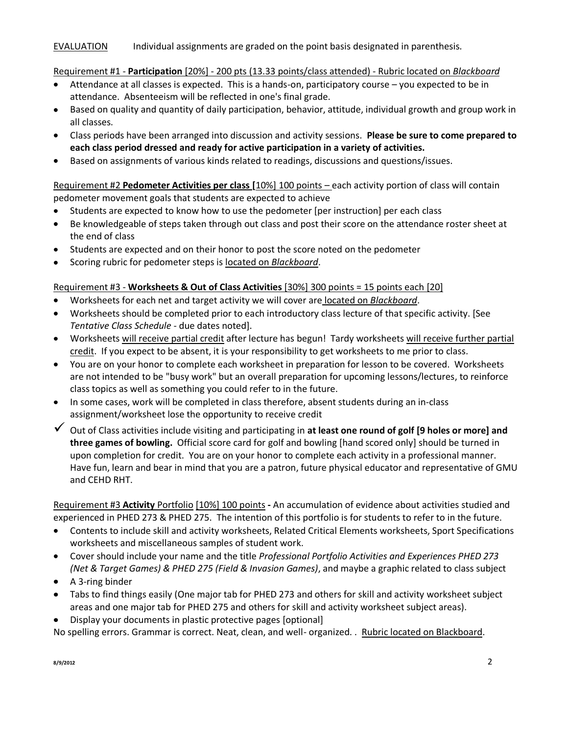EVALUATION Individual assignments are graded on the point basis designated in parenthesis.

Requirement #1 - **Participation** [20%] - 200 pts (13.33 points/class attended) - Rubric located on *Blackboard*

- Attendance at all classes is expected. This is a hands-on, participatory course – you expected to be in attendance. Absenteeism will be reflected in one's final grade.
- Based on quality and quantity of daily participation, behavior, attitude, individual growth and group work in all classes.
- Class periods have been arranged into discussion and activity sessions. **Please be sure to come prepared to each class period dressed and ready for active participation in a variety of activities.**
- Based on assignments of various kinds related to readings, discussions and questions/issues.

Requirement #2 **Pedometer Activities per class [**10%] 100 points – each activity portion of class will contain pedometer movement goals that students are expected to achieve

- Students are expected to know how to use the pedometer [per instruction] per each class
- Be knowledgeable of steps taken through out class and post their score on the attendance roster sheet at the end of class
- Students are expected and on their honor to post the score noted on the pedometer
- Scoring rubric for pedometer steps is located on *Blackboard*.

Requirement #3 - **Worksheets & Out of Class Activities** [30%] 300 points = 15 points each [20]

- Worksheets for each net and target activity we will cover are located on *Blackboard*.
- Worksheets should be completed prior to each introductory class lecture of that specific activity. [See *Tentative Class Schedule* - due dates noted].
- Worksheets will receive partial credit after lecture has begun! Tardy worksheets will receive further partial credit. If you expect to be absent, it is your responsibility to get worksheets to me prior to class.
- You are on your honor to complete each worksheet in preparation for lesson to be covered. Worksheets are not intended to be "busy work" but an overall preparation for upcoming lessons/lectures, to reinforce class topics as well as something you could refer to in the future.
- In some cases, work will be completed in class therefore, absent students during an in-class assignment/worksheet lose the opportunity to receive credit
- ✓ Out of Class activities include visiting and participating in **at least one round of golf [9 holes or more] and three games of bowling.** Official score card for golf and bowling [hand scored only] should be turned in upon completion for credit. You are on your honor to complete each activity in a professional manner. Have fun, learn and bear in mind that you are a patron, future physical educator and representative of GMU and CEHD RHT.

Requirement #3 **Activity** Portfolio [10%] 100 points **-** An accumulation of evidence about activities studied and experienced in PHED 273 & PHED 275. The intention of this portfolio is for students to refer to in the future.

- Contents to include skill and activity worksheets, Related Critical Elements worksheets, Sport Specifications worksheets and miscellaneous samples of student work.
- Cover should include your name and the title *Professional Portfolio Activities and Experiences PHED 273 (Net & Target Games) & PHED 275 (Field & Invasion Games)*, and maybe a graphic related to class subject
- A 3-ring binder
- Tabs to find things easily (One major tab for PHED 273 and others for skill and activity worksheet subject areas and one major tab for PHED 275 and others for skill and activity worksheet subject areas).
- Display your documents in plastic protective pages [optional]

No spelling errors. Grammar is correct. Neat, clean, and well- organized. . Rubric located on Blackboard.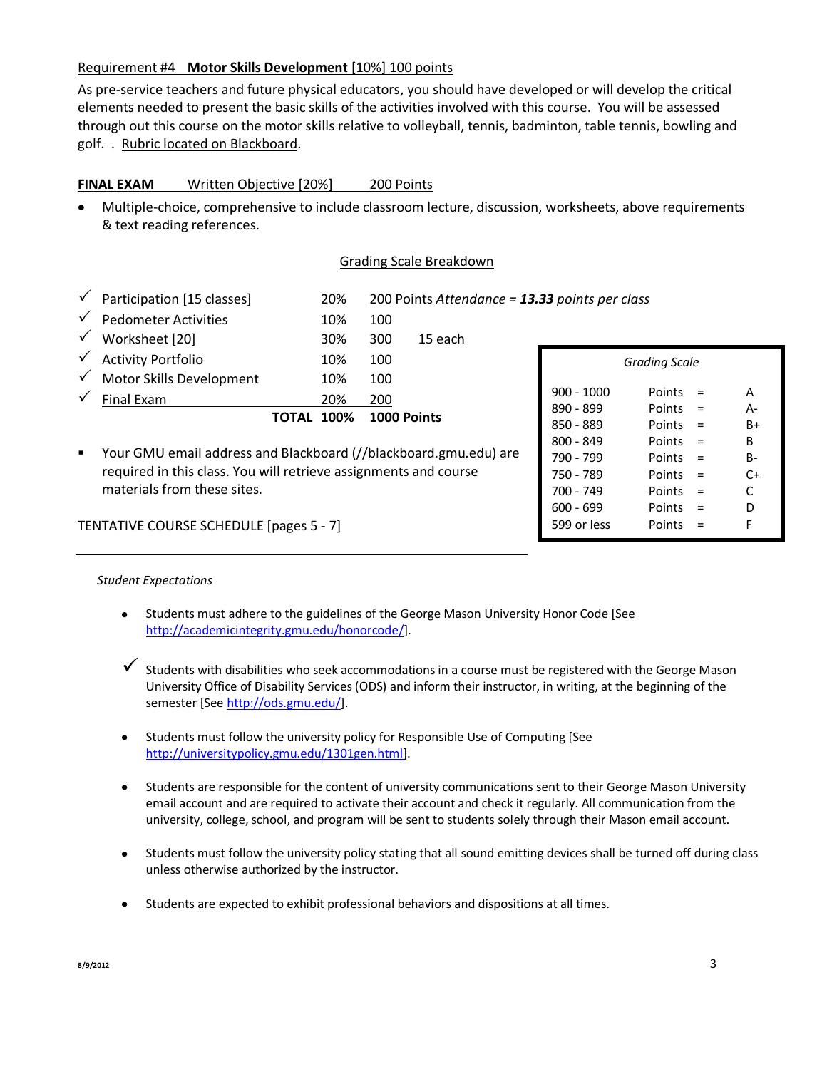Requirement #4 **Motor Skills Development** [10%] 100 points

As pre-service teachers and future physical educators, you should have developed or will develop the critical elements needed to present the basic skills of the activities involved with this course. You will be assessed through out this course on the motor skills relative to volleyball, tennis, badminton, table tennis, bowling and golf. . Rubric located on Blackboard.

**FINAL EXAM** Written Objective [20%] 200 Points

- Multiple-choice, comprehensive to include classroom lecture, discussion, worksheets, above requirements & text reading references.

## Grading Scale Breakdown

| | | | |
|---|---|---|---|
| ✓ Participation [15 classes] | 20% | 200 Points *Attendance = **13.33** points per class* | |
| ✓ Pedometer Activities | 10% | 100 | |
| ✓ Worksheet [20] | 30% | 300 | 15 each |
| ✓ Activity Portfolio | 10% | 100 | |
| ✓ Motor Skills Development | 10% | 100 | |
| ✓ Final Exam | 20% | 200 | |
| **TOTAL** | **100%** | **1000 Points** | |

*Grading Scale*

| Range | | | Grade |
|---|---|---|---|
| 900 - 1000 | Points | = | A |
| 890 - 899 | Points | = | A- |
| 850 - 889 | Points | = | B+ |
| 800 - 849 | Points | = | B |
| 790 - 799 | Points | = | B- |
| 750 - 789 | Points | = | C+ |
| 700 - 749 | Points | = | C |
| 600 - 699 | Points | = | D |
| 599 or less | Points | = | F |

- Your GMU email address and Blackboard (//blackboard.gmu.edu) are required in this class. You will retrieve assignments and course materials from these sites.

TENTATIVE COURSE SCHEDULE [pages 5 - 7]

*Student Expectations*

- Students must adhere to the guidelines of the George Mason University Honor Code [See http://academicintegrity.gmu.edu/honorcode/].
- ✓ Students with disabilities who seek accommodations in a course must be registered with the George Mason University Office of Disability Services (ODS) and inform their instructor, in writing, at the beginning of the semester [See http://ods.gmu.edu/].
- Students must follow the university policy for Responsible Use of Computing [See http://universitypolicy.gmu.edu/1301gen.html].
- Students are responsible for the content of university communications sent to their George Mason University email account and are required to activate their account and check it regularly. All communication from the university, college, school, and program will be sent to students solely through their Mason email account.
- Students must follow the university policy stating that all sound emitting devices shall be turned off during class unless otherwise authorized by the instructor.
- Students are expected to exhibit professional behaviors and dispositions at all times.

8/9/2012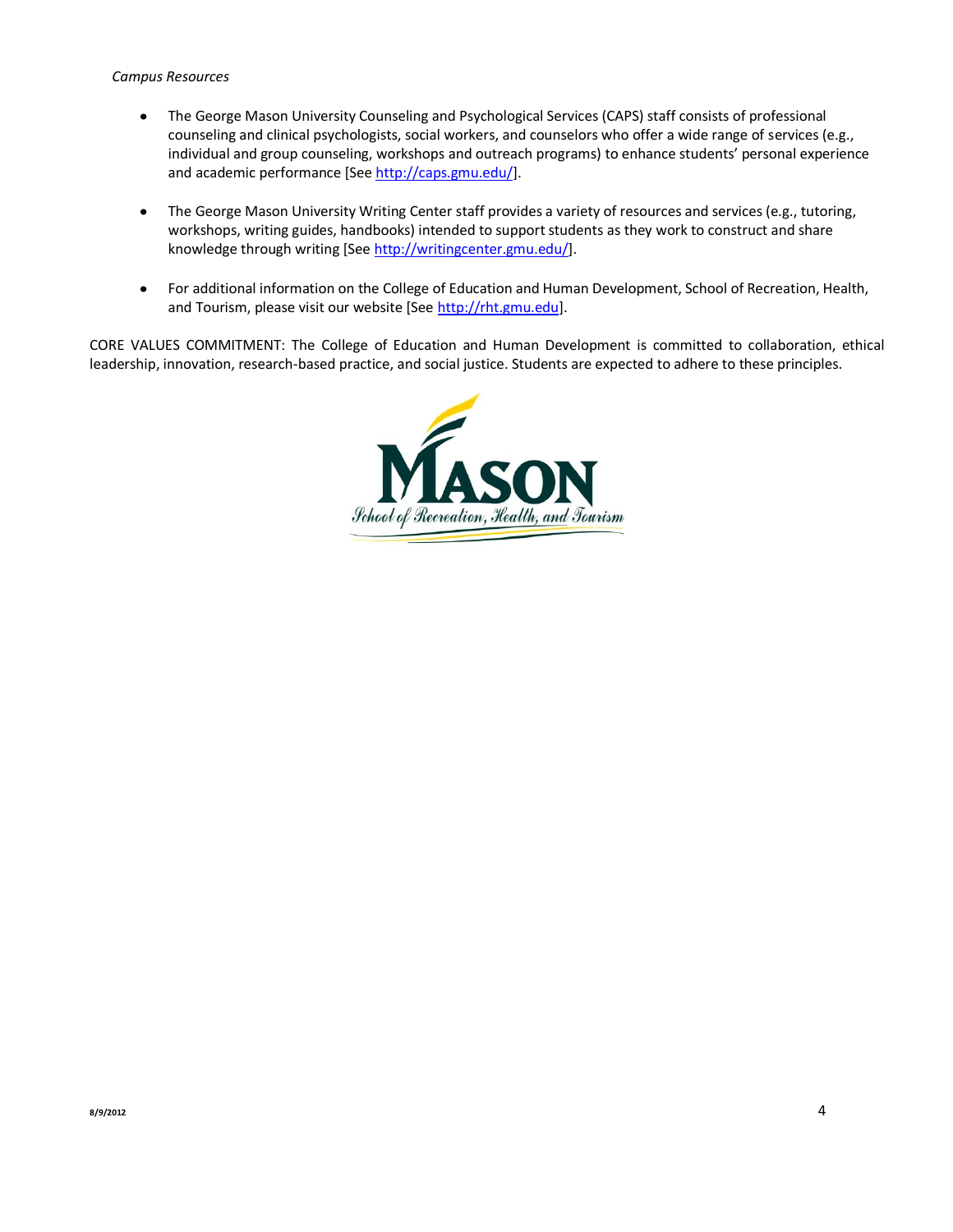*Campus Resources*

- The George Mason University Counseling and Psychological Services (CAPS) staff consists of professional counseling and clinical psychologists, social workers, and counselors who offer a wide range of services (e.g., individual and group counseling, workshops and outreach programs) to enhance students' personal experience and academic performance [See http://caps.gmu.edu/].

- The George Mason University Writing Center staff provides a variety of resources and services (e.g., tutoring, workshops, writing guides, handbooks) intended to support students as they work to construct and share knowledge through writing [See http://writingcenter.gmu.edu/].

- For additional information on the College of Education and Human Development, School of Recreation, Health, and Tourism, please visit our website [See http://rht.gmu.edu].

CORE VALUES COMMITMENT: The College of Education and Human Development is committed to collaboration, ethical leadership, innovation, research-based practice, and social justice. Students are expected to adhere to these principles.

MASON
School of Recreation, Health, and Tourism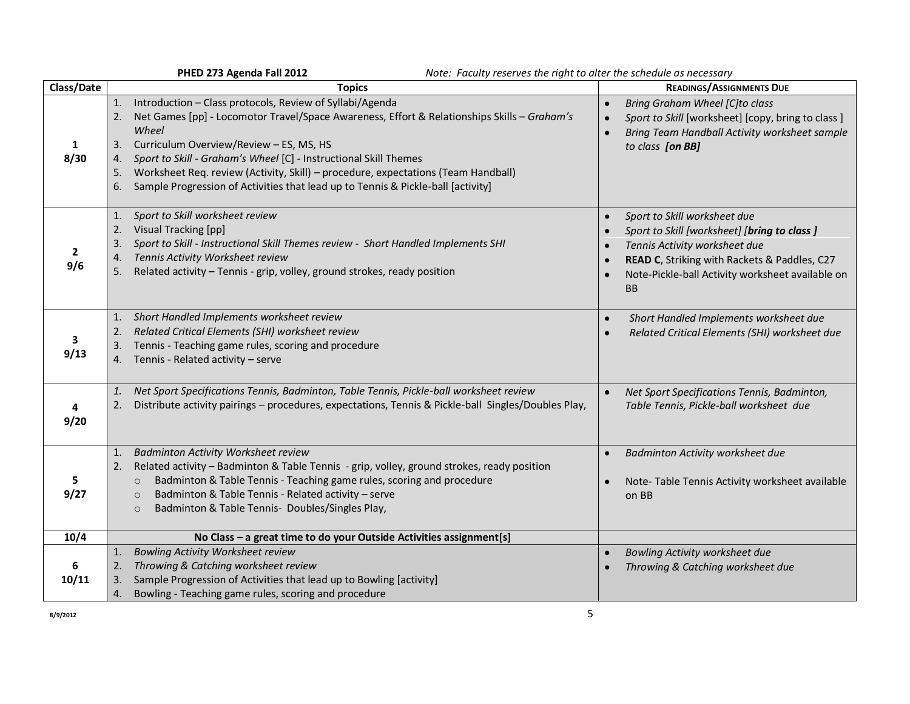**PHED 273 Agenda Fall 2012** *Note: Faculty reserves the right to alter the schedule as necessary*

| Class/Date | Topics | Readings/Assignments Due |
|---|---|---|
| **1**<br>**8/30** | 1. Introduction – Class protocols, Review of Syllabi/Agenda<br>2. Net Games [pp] - Locomotor Travel/Space Awareness, Effort & Relationships Skills – *Graham's Wheel*<br>3. Curriculum Overview/Review – ES, MS, HS<br>4. *Sport to Skill - Graham's Wheel* [C] - Instructional Skill Themes<br>5. Worksheet Req. review (Activity, Skill) – procedure, expectations (Team Handball)<br>6. Sample Progression of Activities that lead up to Tennis & Pickle-ball [activity] | • *Bring Graham Wheel [C]to class*<br>• *Sport to Skill* [worksheet] [copy, bring to class ]<br>• *Bring Team Handball Activity worksheet sample to class* ***[on BB]*** |
| **2**<br>**9/6** | 1. *Sport to Skill worksheet review*<br>2. Visual Tracking [pp]<br>3. *Sport to Skill - Instructional Skill Themes review - Short Handled Implements SHI*<br>4. *Tennis Activity Worksheet review*<br>5. Related activity – Tennis - grip, volley, ground strokes, ready position | • *Sport to Skill worksheet due*<br>• *Sport to Skill [worksheet] [**bring to class** ]*<br>• *Tennis Activity worksheet due*<br>• **READ C**, Striking with Rackets & Paddles, C27<br>• Note-Pickle-ball Activity worksheet available on BB |
| **3**<br>**9/13** | 1. *Short Handled Implements worksheet review*<br>2. *Related Critical Elements (SHI) worksheet review*<br>3. Tennis - Teaching game rules, scoring and procedure<br>4. Tennis - Related activity – serve | • *Short Handled Implements worksheet due*<br>• *Related Critical Elements (SHI) worksheet due* |
| **4**<br>**9/20** | 1. *Net Sport Specifications Tennis, Badminton, Table Tennis, Pickle-ball worksheet review*<br>2. Distribute activity pairings – procedures, expectations, Tennis & Pickle-ball Singles/Doubles Play, | • *Net Sport Specifications Tennis, Badminton, Table Tennis, Pickle-ball worksheet due* |
| **5**<br>**9/27** | 1. *Badminton Activity Worksheet review*<br>2. Related activity – Badminton & Table Tennis - grip, volley, ground strokes, ready position<br>  ○ Badminton & Table Tennis - Teaching game rules, scoring and procedure<br>  ○ Badminton & Table Tennis - Related activity – serve<br>  ○ Badminton & Table Tennis- Doubles/Singles Play, | • *Badminton Activity worksheet due*<br>• Note- Table Tennis Activity worksheet available on BB |
| **10/4** | **No Class – a great time to do your Outside Activities assignment[s]** | |
| **6**<br>**10/11** | 1. *Bowling Activity Worksheet review*<br>2. *Throwing & Catching worksheet review*<br>3. Sample Progression of Activities that lead up to Bowling [activity]<br>4. Bowling - Teaching game rules, scoring and procedure | • *Bowling Activity worksheet due*<br>• *Throwing & Catching worksheet due* |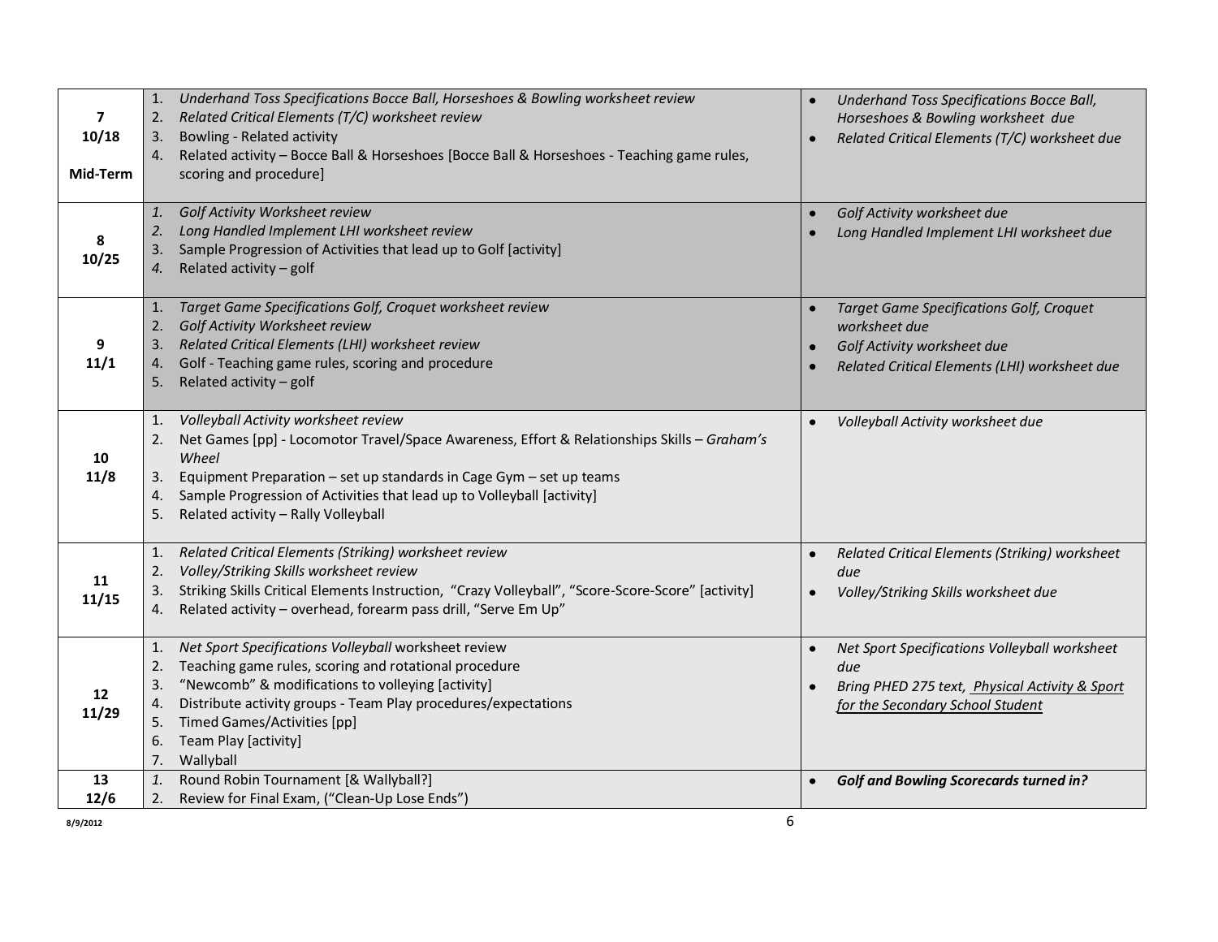| | | |
|---|---|---|
| **7**<br>**10/18**<br><br>**Mid-Term** | 1. *Underhand Toss Specifications Bocce Ball, Horseshoes & Bowling worksheet review*<br>2. *Related Critical Elements (T/C) worksheet review*<br>3. Bowling - Related activity<br>4. Related activity – Bocce Ball & Horseshoes [Bocce Ball & Horseshoes - Teaching game rules, scoring and procedure] | • *Underhand Toss Specifications Bocce Ball, Horseshoes & Bowling worksheet due*<br>• *Related Critical Elements (T/C) worksheet due* |
| **8**<br>**10/25** | 1. *Golf Activity Worksheet review*<br>2. *Long Handled Implement LHI worksheet review*<br>3. Sample Progression of Activities that lead up to Golf [activity]<br>4. Related activity – golf | • *Golf Activity worksheet due*<br>• *Long Handled Implement LHI worksheet due* |
| **9**<br>**11/1** | 1. *Target Game Specifications Golf, Croquet worksheet review*<br>2. *Golf Activity Worksheet review*<br>3. *Related Critical Elements (LHI) worksheet review*<br>4. Golf - Teaching game rules, scoring and procedure<br>5. Related activity – golf | • *Target Game Specifications Golf, Croquet worksheet due*<br>• *Golf Activity worksheet due*<br>• *Related Critical Elements (LHI) worksheet due* |
| **10**<br>**11/8** | 1. *Volleyball Activity worksheet review*<br>2. Net Games [pp] - Locomotor Travel/Space Awareness, Effort & Relationships Skills – *Graham's Wheel*<br>3. Equipment Preparation – set up standards in Cage Gym – set up teams<br>4. Sample Progression of Activities that lead up to Volleyball [activity]<br>5. Related activity – Rally Volleyball | • *Volleyball Activity worksheet due* |
| **11**<br>**11/15** | 1. *Related Critical Elements (Striking) worksheet review*<br>2. *Volley/Striking Skills worksheet review*<br>3. Striking Skills Critical Elements Instruction, "Crazy Volleyball", "Score-Score-Score" [activity]<br>4. Related activity – overhead, forearm pass drill, "Serve Em Up" | • *Related Critical Elements (Striking) worksheet due*<br>• *Volley/Striking Skills worksheet due* |
| **12**<br>**11/29** | 1. *Net Sport Specifications Volleyball* worksheet review<br>2. Teaching game rules, scoring and rotational procedure<br>3. "Newcomb" & modifications to volleying [activity]<br>4. Distribute activity groups - Team Play procedures/expectations<br>5. Timed Games/Activities [pp]<br>6. Team Play [activity]<br>7. Wallyball | • *Net Sport Specifications Volleyball worksheet due*<br>• *Bring PHED 275 text, Physical Activity & Sport for the Secondary School Student* |
| **13**<br>**12/6** | 1. Round Robin Tournament [& Wallyball?]<br>2. Review for Final Exam, ("Clean-Up Lose Ends") | • ***Golf and Bowling Scorecards turned in?*** |

8/9/2012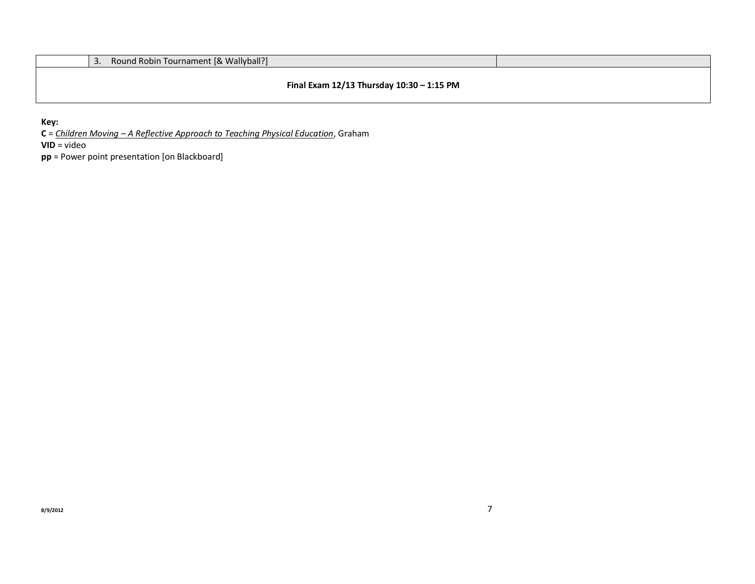| | | |
|---|---|---|
| | 3. Round Robin Tournament [& Wallyball?] | |
| | **Final Exam 12/13 Thursday 10:30 – 1:15 PM** | |

**Key:**

**C** = *Children Moving – A Reflective Approach to Teaching Physical Education*, Graham

**VID** = video

**pp** = Power point presentation [on Blackboard]

8/9/2012